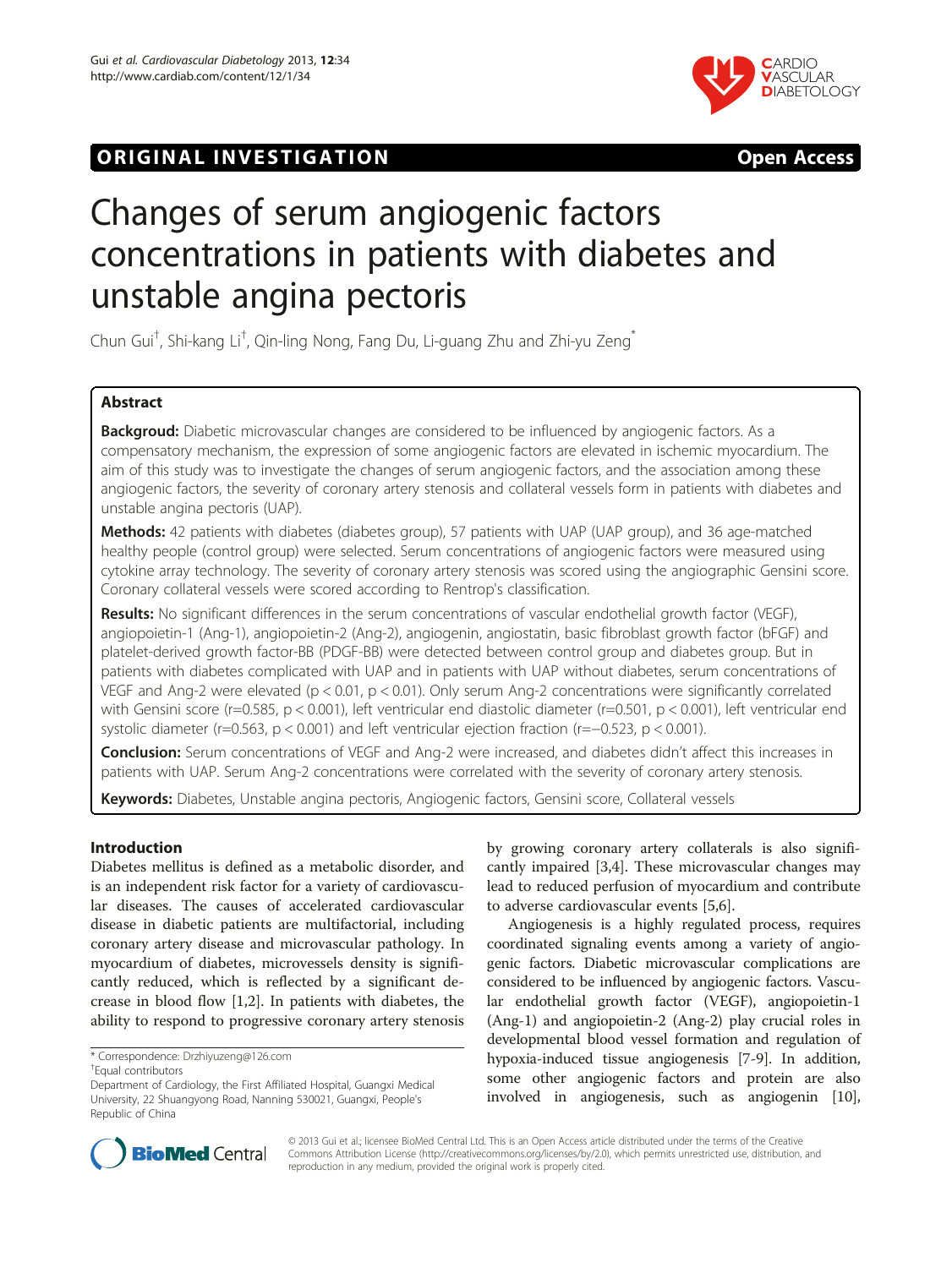ORIGINAL INVESTIGATION Open Access

# Changes of serum angiogenic factors concentrations in patients with diabetes and unstable angina pectoris

Chun Gui[†], Shi-kang Li[†], Qin-ling Nong, Fang Du, Li-guang Zhu and Zhi-yu Zeng[*]

## Abstract

**Backgroud:** Diabetic microvascular changes are considered to be influenced by angiogenic factors. As a compensatory mechanism, the expression of some angiogenic factors are elevated in ischemic myocardium. The aim of this study was to investigate the changes of serum angiogenic factors, and the association among these angiogenic factors, the severity of coronary artery stenosis and collateral vessels form in patients with diabetes and unstable angina pectoris (UAP).

**Methods:** 42 patients with diabetes (diabetes group), 57 patients with UAP (UAP group), and 36 age-matched healthy people (control group) were selected. Serum concentrations of angiogenic factors were measured using cytokine array technology. The severity of coronary artery stenosis was scored using the angiographic Gensini score. Coronary collateral vessels were scored according to Rentrop's classification.

**Results:** No significant differences in the serum concentrations of vascular endothelial growth factor (VEGF), angiopoietin-1 (Ang-1), angiopoietin-2 (Ang-2), angiogenin, angiostatin, basic fibroblast growth factor (bFGF) and platelet-derived growth factor-BB (PDGF-BB) were detected between control group and diabetes group. But in patients with diabetes complicated with UAP and in patients with UAP without diabetes, serum concentrations of VEGF and Ang-2 were elevated ($p < 0.01$, $p < 0.01$). Only serum Ang-2 concentrations were significantly correlated with Gensini score ($r=0.585$, $p < 0.001$), left ventricular end diastolic diameter ($r=0.501$, $p < 0.001$), left ventricular end systolic diameter ($r=0.563$, $p < 0.001$) and left ventricular ejection fraction ($r=-0.523$, $p < 0.001$).

**Conclusion:** Serum concentrations of VEGF and Ang-2 were increased, and diabetes didn't affect this increases in patients with UAP. Serum Ang-2 concentrations were correlated with the severity of coronary artery stenosis.

**Keywords:** Diabetes, Unstable angina pectoris, Angiogenic factors, Gensini score, Collateral vessels

## Introduction

Diabetes mellitus is defined as a metabolic disorder, and is an independent risk factor for a variety of cardiovascular diseases. The causes of accelerated cardiovascular disease in diabetic patients are multifactorial, including coronary artery disease and microvascular pathology. In myocardium of diabetes, microvessels density is significantly reduced, which is reflected by a significant decrease in blood flow [1,2]. In patients with diabetes, the ability to respond to progressive coronary artery stenosis by growing coronary artery collaterals is also significantly impaired [3,4]. These microvascular changes may lead to reduced perfusion of myocardium and contribute to adverse cardiovascular events [5,6].

Angiogenesis is a highly regulated process, requires coordinated signaling events among a variety of angiogenic factors. Diabetic microvascular complications are considered to be influenced by angiogenic factors. Vascular endothelial growth factor (VEGF), angiopoietin-1 (Ang-1) and angiopoietin-2 (Ang-2) play crucial roles in developmental blood vessel formation and regulation of hypoxia-induced tissue angiogenesis [7-9]. In addition, some other angiogenic factors and protein are also involved in angiogenesis, such as angiogenin [10],

\* Correspondence: Drzhiyuzeng@126.com

[†]Equal contributors

Department of Cardiology, the First Affiliated Hospital, Guangxi Medical University, 22 Shuangyong Road, Nanning 530021, Guangxi, People's Republic of China

© 2013 Gui et al.; licensee BioMed Central Ltd. This is an Open Access article distributed under the terms of the Creative Commons Attribution License (http://creativecommons.org/licenses/by/2.0), which permits unrestricted use, distribution, and reproduction in any medium, provided the original work is properly cited.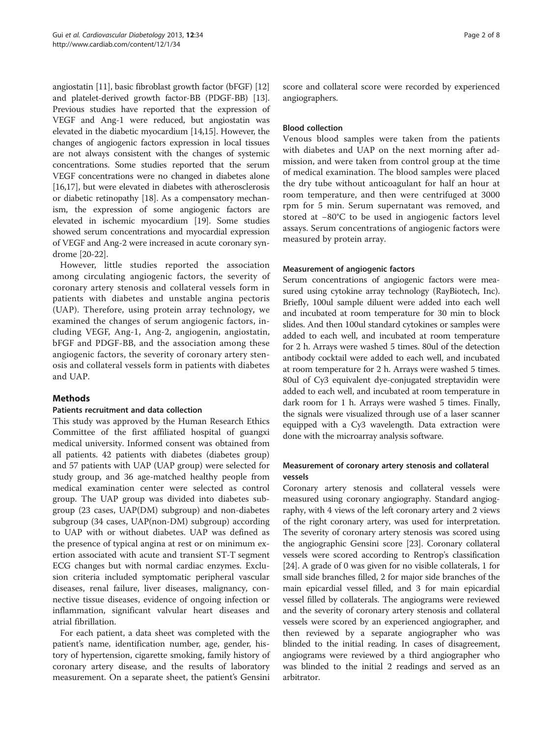angiostatin [11], basic fibroblast growth factor (bFGF) [12] and platelet-derived growth factor-BB (PDGF-BB) [13]. Previous studies have reported that the expression of VEGF and Ang-1 were reduced, but angiostatin was elevated in the diabetic myocardium [14,15]. However, the changes of angiogenic factors expression in local tissues are not always consistent with the changes of systemic concentrations. Some studies reported that the serum VEGF concentrations were no changed in diabetes alone [16,17], but were elevated in diabetes with atherosclerosis or diabetic retinopathy [18]. As a compensatory mechanism, the expression of some angiogenic factors are elevated in ischemic myocardium [19]. Some studies showed serum concentrations and myocardial expression of VEGF and Ang-2 were increased in acute coronary syndrome [20-22].

However, little studies reported the association among circulating angiogenic factors, the severity of coronary artery stenosis and collateral vessels form in patients with diabetes and unstable angina pectoris (UAP). Therefore, using protein array technology, we examined the changes of serum angiogenic factors, including VEGF, Ang-1, Ang-2, angiogenin, angiostatin, bFGF and PDGF-BB, and the association among these angiogenic factors, the severity of coronary artery stenosis and collateral vessels form in patients with diabetes and UAP.

## Methods

### Patients recruitment and data collection

This study was approved by the Human Research Ethics Committee of the first affiliated hospital of guangxi medical university. Informed consent was obtained from all patients. 42 patients with diabetes (diabetes group) and 57 patients with UAP (UAP group) were selected for study group, and 36 age-matched healthy people from medical examination center were selected as control group. The UAP group was divided into diabetes subgroup (23 cases, UAP(DM) subgroup) and non-diabetes subgroup (34 cases, UAP(non-DM) subgroup) according to UAP with or without diabetes. UAP was defined as the presence of typical angina at rest or on minimum exertion associated with acute and transient ST-T segment ECG changes but with normal cardiac enzymes. Exclusion criteria included symptomatic peripheral vascular diseases, renal failure, liver diseases, malignancy, connective tissue diseases, evidence of ongoing infection or inflammation, significant valvular heart diseases and atrial fibrillation.

For each patient, a data sheet was completed with the patient's name, identification number, age, gender, history of hypertension, cigarette smoking, family history of coronary artery disease, and the results of laboratory measurement. On a separate sheet, the patient's Gensini score and collateral score were recorded by experienced angiographers.

### Blood collection

Venous blood samples were taken from the patients with diabetes and UAP on the next morning after admission, and were taken from control group at the time of medical examination. The blood samples were placed the dry tube without anticoagulant for half an hour at room temperature, and then were centrifuged at 3000 rpm for 5 min. Serum supernatant was removed, and stored at −80°C to be used in angiogenic factors level assays. Serum concentrations of angiogenic factors were measured by protein array.

### Measurement of angiogenic factors

Serum concentrations of angiogenic factors were measured using cytokine array technology (RayBiotech, Inc). Briefly, 100ul sample diluent were added into each well and incubated at room temperature for 30 min to block slides. And then 100ul standard cytokines or samples were added to each well, and incubated at room temperature for 2 h. Arrays were washed 5 times. 80ul of the detection antibody cocktail were added to each well, and incubated at room temperature for 2 h. Arrays were washed 5 times. 80ul of Cy3 equivalent dye-conjugated streptavidin were added to each well, and incubated at room temperature in dark room for 1 h. Arrays were washed 5 times. Finally, the signals were visualized through use of a laser scanner equipped with a Cy3 wavelength. Data extraction were done with the microarray analysis software.

### Measurement of coronary artery stenosis and collateral vessels

Coronary artery stenosis and collateral vessels were measured using coronary angiography. Standard angiography, with 4 views of the left coronary artery and 2 views of the right coronary artery, was used for interpretation. The severity of coronary artery stenosis was scored using the angiographic Gensini score [23]. Coronary collateral vessels were scored according to Rentrop's classification [24]. A grade of 0 was given for no visible collaterals, 1 for small side branches filled, 2 for major side branches of the main epicardial vessel filled, and 3 for main epicardial vessel filled by collaterals. The angiograms were reviewed and the severity of coronary artery stenosis and collateral vessels were scored by an experienced angiographer, and then reviewed by a separate angiographer who was blinded to the initial reading. In cases of disagreement, angiograms were reviewed by a third angiographer who was blinded to the initial 2 readings and served as an arbitrator.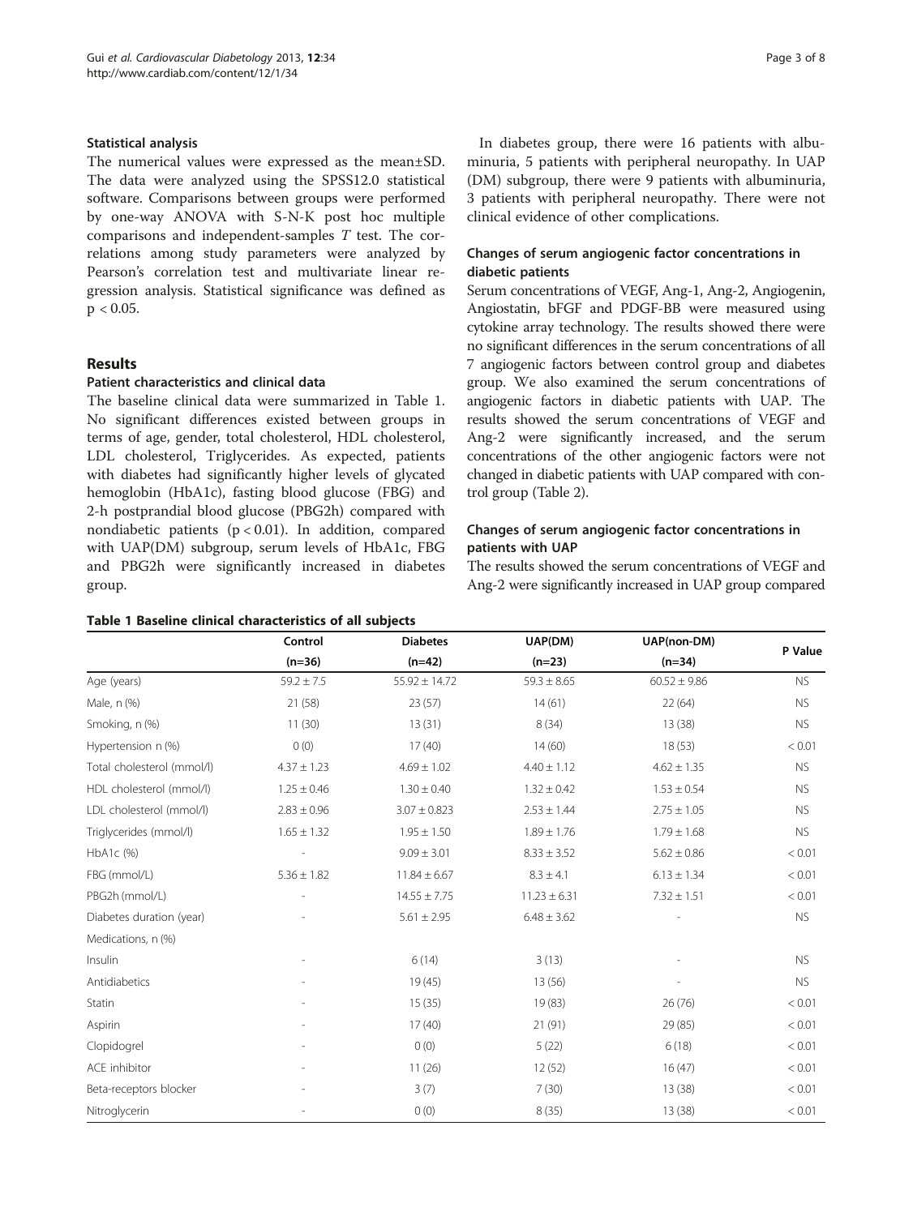### Statistical analysis

The numerical values were expressed as the mean±SD. The data were analyzed using the SPSS12.0 statistical software. Comparisons between groups were performed by one-way ANOVA with S-N-K post hoc multiple comparisons and independent-samples *T* test. The correlations among study parameters were analyzed by Pearson's correlation test and multivariate linear regression analysis. Statistical significance was defined as $p < 0.05$.

## Results

### Patient characteristics and clinical data

The baseline clinical data were summarized in Table 1. No significant differences existed between groups in terms of age, gender, total cholesterol, HDL cholesterol, LDL cholesterol, Triglycerides. As expected, patients with diabetes had significantly higher levels of glycated hemoglobin (HbA1c), fasting blood glucose (FBG) and 2-h postprandial blood glucose (PBG2h) compared with nondiabetic patients ($p < 0.01$). In addition, compared with UAP(DM) subgroup, serum levels of HbA1c, FBG and PBG2h were significantly increased in diabetes group.

**Table 1 Baseline clinical characteristics of all subjects**

| | Control (n=36) | Diabetes (n=42) | UAP(DM) (n=23) | UAP(non-DM) (n=34) | P Value |
|---|---|---|---|---|---|
| Age (years) | 59.2 ± 7.5 | 55.92 ± 14.72 | 59.3 ± 8.65 | 60.52 ± 9.86 | NS |
| Male, n (%) | 21 (58) | 23 (57) | 14 (61) | 22 (64) | NS |
| Smoking, n (%) | 11 (30) | 13 (31) | 8 (34) | 13 (38) | NS |
| Hypertension n (%) | 0 (0) | 17 (40) | 14 (60) | 18 (53) | < 0.01 |
| Total cholesterol (mmol/l) | 4.37 ± 1.23 | 4.69 ± 1.02 | 4.40 ± 1.12 | 4.62 ± 1.35 | NS |
| HDL cholesterol (mmol/l) | 1.25 ± 0.46 | 1.30 ± 0.40 | 1.32 ± 0.42 | 1.53 ± 0.54 | NS |
| LDL cholesterol (mmol/l) | 2.83 ± 0.96 | 3.07 ± 0.823 | 2.53 ± 1.44 | 2.75 ± 1.05 | NS |
| Triglycerides (mmol/l) | 1.65 ± 1.32 | 1.95 ± 1.50 | 1.89 ± 1.76 | 1.79 ± 1.68 | NS |
| HbA1c (%) | - | 9.09 ± 3.01 | 8.33 ± 3.52 | 5.62 ± 0.86 | < 0.01 |
| FBG (mmol/L) | 5.36 ± 1.82 | 11.84 ± 6.67 | 8.3 ± 4.1 | 6.13 ± 1.34 | < 0.01 |
| PBG2h (mmol/L) | - | 14.55 ± 7.75 | 11.23 ± 6.31 | 7.32 ± 1.51 | < 0.01 |
| Diabetes duration (year) | - | 5.61 ± 2.95 | 6.48 ± 3.62 | - | NS |
| Medications, n (%) | | | | | |
| Insulin | - | 6 (14) | 3 (13) | - | NS |
| Antidiabetics | - | 19 (45) | 13 (56) | - | NS |
| Statin | - | 15 (35) | 19 (83) | 26 (76) | < 0.01 |
| Aspirin | - | 17 (40) | 21 (91) | 29 (85) | < 0.01 |
| Clopidogrel | - | 0 (0) | 5 (22) | 6 (18) | < 0.01 |
| ACE inhibitor | - | 11 (26) | 12 (52) | 16 (47) | < 0.01 |
| Beta-receptors blocker | - | 3 (7) | 7 (30) | 13 (38) | < 0.01 |
| Nitroglycerin | - | 0 (0) | 8 (35) | 13 (38) | < 0.01 |

In diabetes group, there were 16 patients with albuminuria, 5 patients with peripheral neuropathy. In UAP (DM) subgroup, there were 9 patients with albuminuria, 3 patients with peripheral neuropathy. There were not clinical evidence of other complications.

### Changes of serum angiogenic factor concentrations in diabetic patients

Serum concentrations of VEGF, Ang-1, Ang-2, Angiogenin, Angiostatin, bFGF and PDGF-BB were measured using cytokine array technology. The results showed there were no significant differences in the serum concentrations of all 7 angiogenic factors between control group and diabetes group. We also examined the serum concentrations of angiogenic factors in diabetic patients with UAP. The results showed the serum concentrations of VEGF and Ang-2 were significantly increased, and the serum concentrations of the other angiogenic factors were not changed in diabetic patients with UAP compared with control group (Table 2).

### Changes of serum angiogenic factor concentrations in patients with UAP

The results showed the serum concentrations of VEGF and Ang-2 were significantly increased in UAP group compared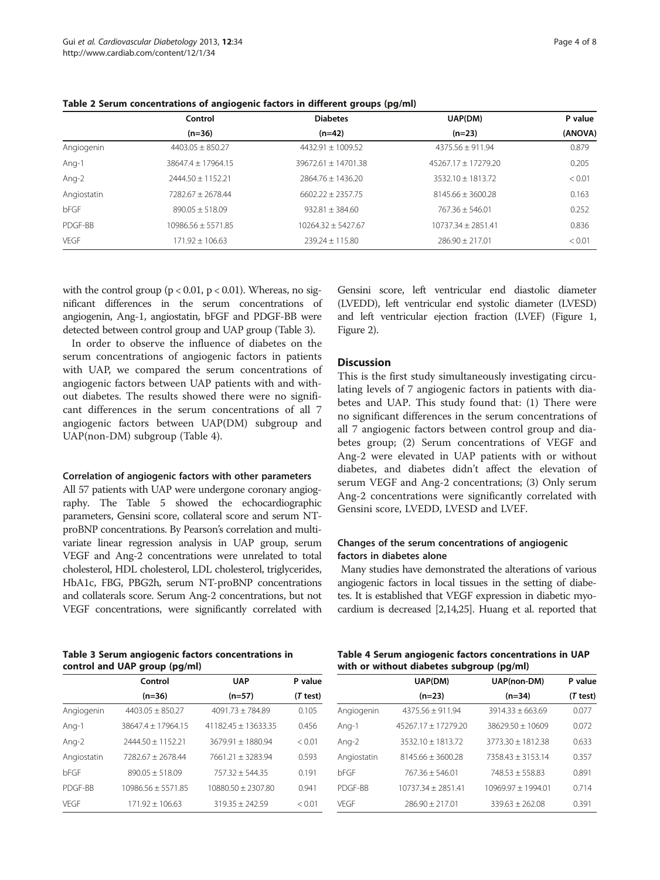Table 2 Serum concentrations of angiogenic factors in different groups (pg/ml)

| | Control (n=36) | Diabetes (n=42) | UAP(DM) (n=23) | P value (ANOVA) |
|---|---|---|---|---|
| Angiogenin | 4403.05 ± 850.27 | 4432.91 ± 1009.52 | 4375.56 ± 911.94 | 0.879 |
| Ang-1 | 38647.4 ± 17964.15 | 39672.61 ± 14701.38 | 45267.17 ± 17279.20 | 0.205 |
| Ang-2 | 2444.50 ± 1152.21 | 2864.76 ± 1436.20 | 3532.10 ± 1813.72 | < 0.01 |
| Angiostatin | 7282.67 ± 2678.44 | 6602.22 ± 2357.75 | 8145.66 ± 3600.28 | 0.163 |
| bFGF | 890.05 ± 518.09 | 932.81 ± 384.60 | 767.36 ± 546.01 | 0.252 |
| PDGF-BB | 10986.56 ± 5571.85 | 10264.32 ± 5427.67 | 10737.34 ± 2851.41 | 0.836 |
| VEGF | 171.92 ± 106.63 | 239.24 ± 115.80 | 286.90 ± 217.01 | < 0.01 |

with the control group ($p < 0.01$, $p < 0.01$). Whereas, no significant differences in the serum concentrations of angiogenin, Ang-1, angiostatin, bFGF and PDGF-BB were detected between control group and UAP group (Table 3).

In order to observe the influence of diabetes on the serum concentrations of angiogenic factors in patients with UAP, we compared the serum concentrations of angiogenic factors between UAP patients with and without diabetes. The results showed there were no significant differences in the serum concentrations of all 7 angiogenic factors between UAP(DM) subgroup and UAP(non-DM) subgroup (Table 4).

#### Correlation of angiogenic factors with other parameters

All 57 patients with UAP were undergone coronary angiography. The Table 5 showed the echocardiographic parameters, Gensini score, collateral score and serum NT-proBNP concentrations. By Pearson's correlation and multivariate linear regression analysis in UAP group, serum VEGF and Ang-2 concentrations were unrelated to total cholesterol, HDL cholesterol, LDL cholesterol, triglycerides, HbA1c, FBG, PBG2h, serum NT-proBNP concentrations and collaterals score. Serum Ang-2 concentrations, but not VEGF concentrations, were significantly correlated with Gensini score, left ventricular end diastolic diameter (LVEDD), left ventricular end systolic diameter (LVESD) and left ventricular ejection fraction (LVEF) (Figure 1, Figure 2).

Table 3 Serum angiogenic factors concentrations in control and UAP group (pg/ml)

| | Control (n=36) | UAP (n=57) | P value (*T* test) |
|---|---|---|---|
| Angiogenin | 4403.05 ± 850.27 | 4091.73 ± 784.89 | 0.105 |
| Ang-1 | 38647.4 ± 17964.15 | 41182.45 ± 13633.35 | 0.456 |
| Ang-2 | 2444.50 ± 1152.21 | 3679.91 ± 1880.94 | < 0.01 |
| Angiostatin | 7282.67 ± 2678.44 | 7661.21 ± 3283.94 | 0.593 |
| bFGF | 890.05 ± 518.09 | 757.32 ± 544.35 | 0.191 |
| PDGF-BB | 10986.56 ± 5571.85 | 10880.50 ± 2307.80 | 0.941 |
| VEGF | 171.92 ± 106.63 | 319.35 ± 242.59 | < 0.01 |

## Discussion

This is the first study simultaneously investigating circulating levels of 7 angiogenic factors in patients with diabetes and UAP. This study found that: (1) There were no significant differences in the serum concentrations of all 7 angiogenic factors between control group and diabetes group; (2) Serum concentrations of VEGF and Ang-2 were elevated in UAP patients with or without diabetes, and diabetes didn't affect the elevation of serum VEGF and Ang-2 concentrations; (3) Only serum Ang-2 concentrations were significantly correlated with Gensini score, LVEDD, LVESD and LVEF.

### Changes of the serum concentrations of angiogenic factors in diabetes alone

Many studies have demonstrated the alterations of various angiogenic factors in local tissues in the setting of diabetes. It is established that VEGF expression in diabetic myocardium is decreased [2,14,25]. Huang et al. reported that

Table 4 Serum angiogenic factors concentrations in UAP with or without diabetes subgroup (pg/ml)

| | UAP(DM) (n=23) | UAP(non-DM) (n=34) | P value (*T* test) |
|---|---|---|---|
| Angiogenin | 4375.56 ± 911.94 | 3914.33 ± 663.69 | 0.077 |
| Ang-1 | 45267.17 ± 17279.20 | 38629.50 ± 10609 | 0.072 |
| Ang-2 | 3532.10 ± 1813.72 | 3773.30 ± 1812.38 | 0.633 |
| Angiostatin | 8145.66 ± 3600.28 | 7358.43 ± 3153.14 | 0.357 |
| bFGF | 767.36 ± 546.01 | 748.53 ± 558.83 | 0.891 |
| PDGF-BB | 10737.34 ± 2851.41 | 10969.97 ± 1994.01 | 0.714 |
| VEGF | 286.90 ± 217.01 | 339.63 ± 262.08 | 0.391 |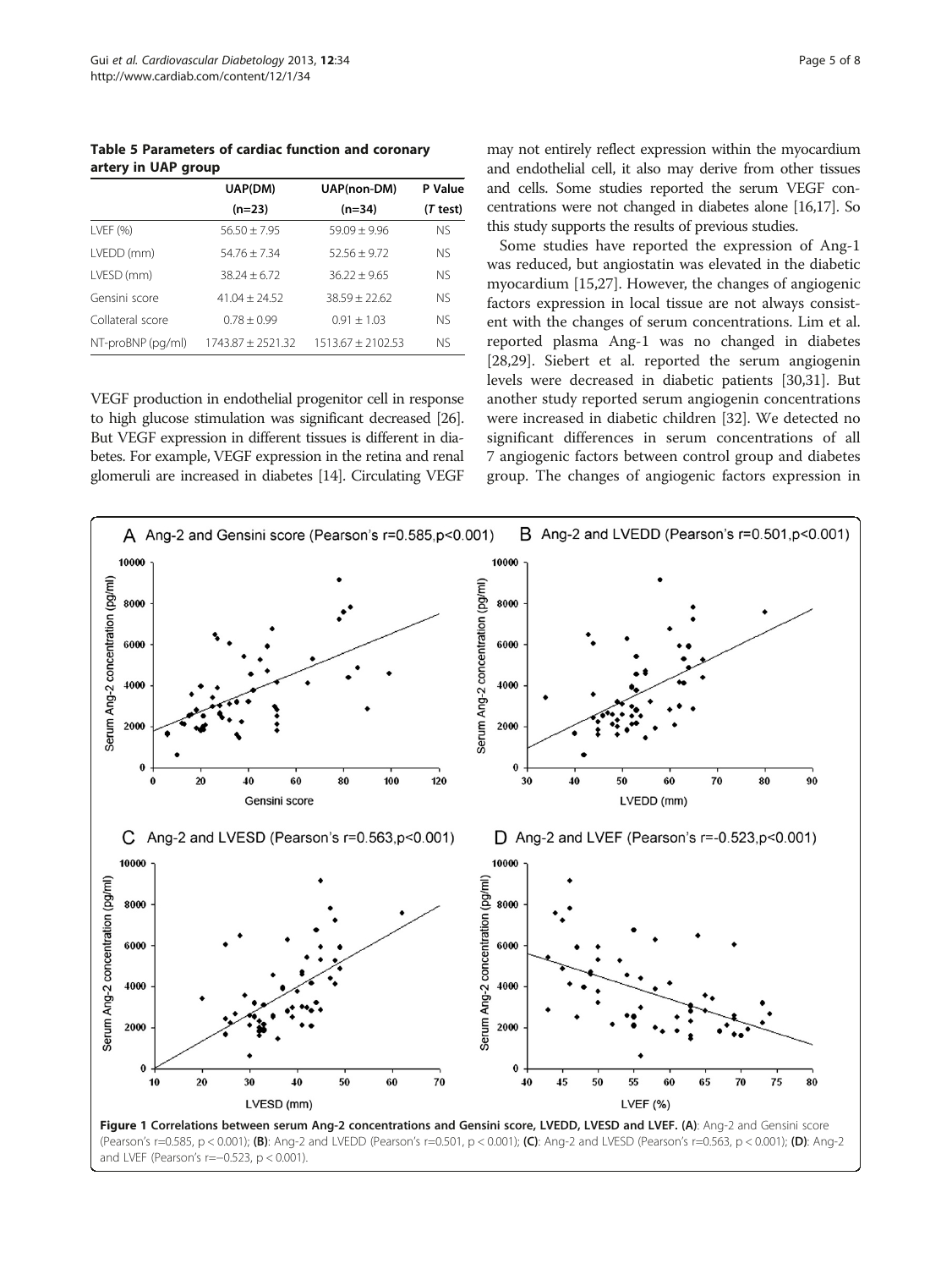**Table 5 Parameters of cardiac function and coronary artery in UAP group**

| | UAP(DM) | UAP(non-DM) | P Value |
|---|---|---|---|
| | (n=23) | (n=34) | (*T* test) |
| LVEF (%) | 56.50 ± 7.95 | 59.09 ± 9.96 | NS |
| LVEDD (mm) | 54.76 ± 7.34 | 52.56 ± 9.72 | NS |
| LVESD (mm) | 38.24 ± 6.72 | 36.22 ± 9.65 | NS |
| Gensini score | 41.04 ± 24.52 | 38.59 ± 22.62 | NS |
| Collateral score | 0.78 ± 0.99 | 0.91 ± 1.03 | NS |
| NT-proBNP (pg/ml) | 1743.87 ± 2521.32 | 1513.67 ± 2102.53 | NS |

VEGF production in endothelial progenitor cell in response to high glucose stimulation was significant decreased [26]. But VEGF expression in different tissues is different in diabetes. For example, VEGF expression in the retina and renal glomeruli are increased in diabetes [14]. Circulating VEGF may not entirely reflect expression within the myocardium and endothelial cell, it also may derive from other tissues and cells. Some studies reported the serum VEGF concentrations were not changed in diabetes alone [16,17]. So this study supports the results of previous studies.

Some studies have reported the expression of Ang-1 was reduced, but angiostatin was elevated in the diabetic myocardium [15,27]. However, the changes of angiogenic factors expression in local tissue are not always consistent with the changes of serum concentrations. Lim et al. reported plasma Ang-1 was no changed in diabetes [28,29]. Siebert et al. reported the serum angiogenin levels were decreased in diabetic patients [30,31]. But another study reported serum angiogenin concentrations were increased in diabetic children [32]. We detected no significant differences in serum concentrations of all 7 angiogenic factors between control group and diabetes group. The changes of angiogenic factors expression in

**Figure 1 Correlations between serum Ang-2 concentrations and Gensini score, LVEDD, LVESD and LVEF.** **(A)**: Ang-2 and Gensini score (Pearson's r=0.585, p < 0.001); **(B)**: Ang-2 and LVEDD (Pearson's r=0.501, p < 0.001); **(C)**: Ang-2 and LVESD (Pearson's r=0.563, p < 0.001); **(D)**: Ang-2 and LVEF (Pearson's r=−0.523, p < 0.001).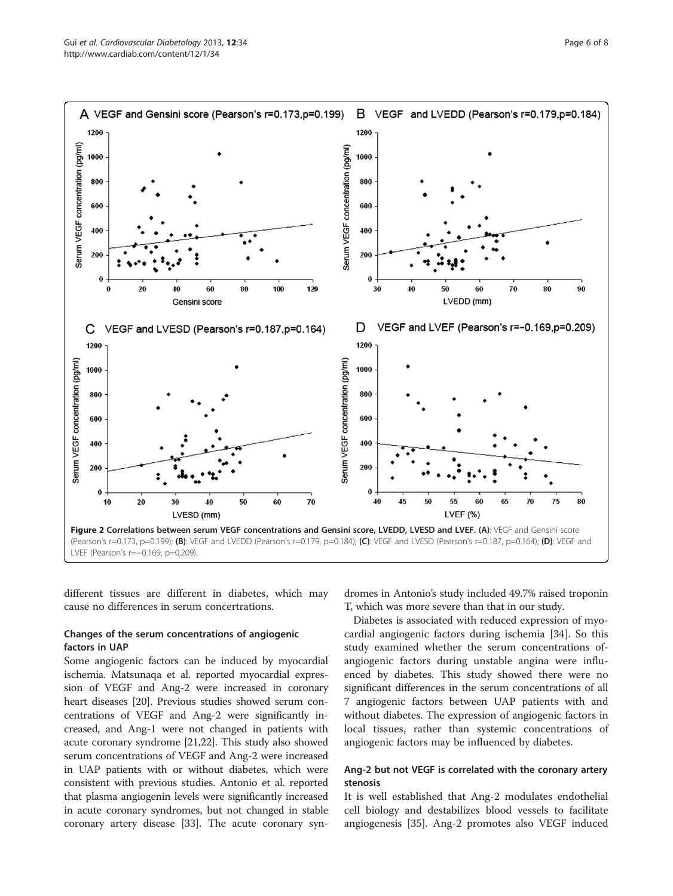**Figure 2 Correlations between serum VEGF concentrations and Gensini score, LVEDD, LVESD and LVEF. (A)**: VEGF and Gensini score (Pearson's r=0.173, p=0.199); **(B)**: VEGF and LVEDD (Pearson's r=0.179, p=0.184); **(C)**: VEGF and LVESD (Pearson's r=0.187, p=0.164); **(D)**: VEGF and LVEF (Pearson's r=−0.169, p=0.209).

different tissues are different in diabetes, which may cause no differences in serum concertrations.

### Changes of the serum concentrations of angiogenic factors in UAP

Some angiogenic factors can be induced by myocardial ischemia. Matsunaqa et al. reported myocardial expression of VEGF and Ang-2 were increased in coronary heart diseases [20]. Previous studies showed serum concentrations of VEGF and Ang-2 were significantly increased, and Ang-1 were not changed in patients with acute coronary syndrome [21,22]. This study also showed serum concentrations of VEGF and Ang-2 were increased in UAP patients with or without diabetes, which were consistent with previous studies. Antonio et al. reported that plasma angiogenin levels were significantly increased in acute coronary syndromes, but not changed in stable coronary artery disease [33]. The acute coronary syndromes in Antonio's study included 49.7% raised troponin T, which was more severe than that in our study.

Diabetes is associated with reduced expression of myocardial angiogenic factors during ischemia [34]. So this study examined whether the serum concentrations ofangiogenic factors during unstable angina were influenced by diabetes. This study showed there were no significant differences in the serum concentrations of all 7 angiogenic factors between UAP patients with and without diabetes. The expression of angiogenic factors in local tissues, rather than systemic concentrations of angiogenic factors may be influenced by diabetes.

### Ang-2 but not VEGF is correlated with the coronary artery stenosis

It is well established that Ang-2 modulates endothelial cell biology and destabilizes blood vessels to facilitate angiogenesis [35]. Ang-2 promotes also VEGF induced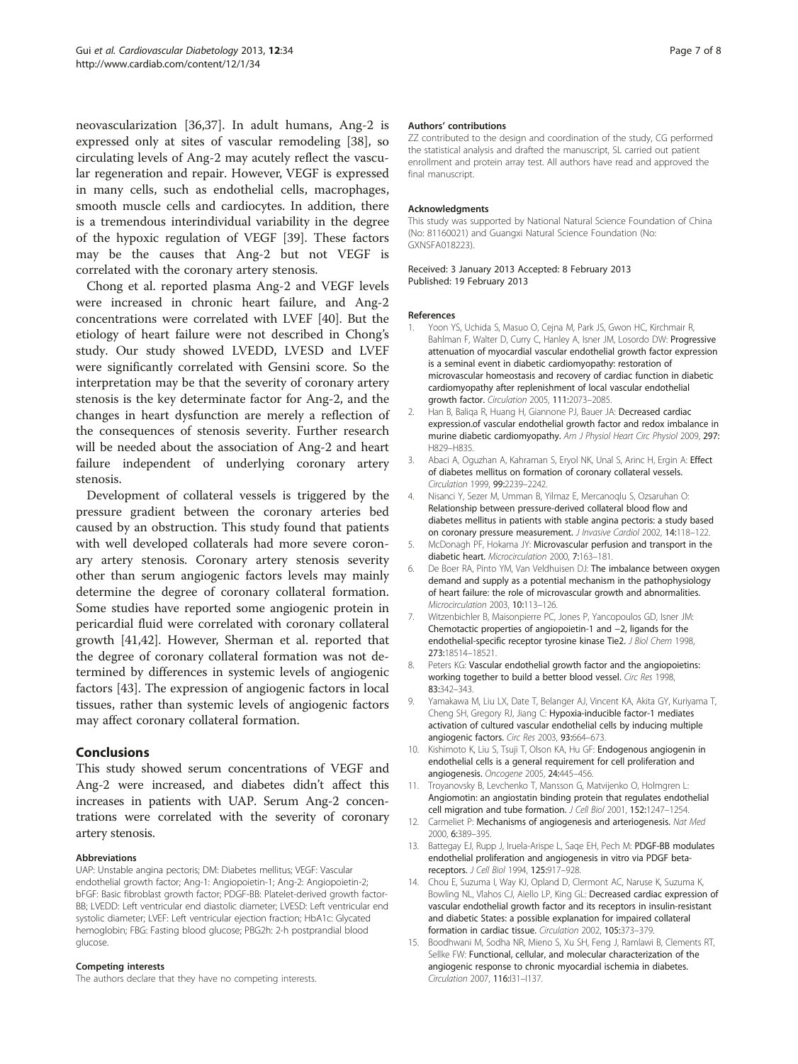neovascularization [36,37]. In adult humans, Ang-2 is expressed only at sites of vascular remodeling [38], so circulating levels of Ang-2 may acutely reflect the vascular regeneration and repair. However, VEGF is expressed in many cells, such as endothelial cells, macrophages, smooth muscle cells and cardiocytes. In addition, there is a tremendous interindividual variability in the degree of the hypoxic regulation of VEGF [39]. These factors may be the causes that Ang-2 but not VEGF is correlated with the coronary artery stenosis.

Chong et al. reported plasma Ang-2 and VEGF levels were increased in chronic heart failure, and Ang-2 concentrations were correlated with LVEF [40]. But the etiology of heart failure were not described in Chong's study. Our study showed LVEDD, LVESD and LVEF were significantly correlated with Gensini score. So the interpretation may be that the severity of coronary artery stenosis is the key determinate factor for Ang-2, and the changes in heart dysfunction are merely a reflection of the consequences of stenosis severity. Further research will be needed about the association of Ang-2 and heart failure independent of underlying coronary artery stenosis.

Development of collateral vessels is triggered by the pressure gradient between the coronary arteries bed caused by an obstruction. This study found that patients with well developed collaterals had more severe coronary artery stenosis. Coronary artery stenosis severity other than serum angiogenic factors levels may mainly determine the degree of coronary collateral formation. Some studies have reported some angiogenic protein in pericardial fluid were correlated with coronary collateral growth [41,42]. However, Sherman et al. reported that the degree of coronary collateral formation was not determined by differences in systemic levels of angiogenic factors [43]. The expression of angiogenic factors in local tissues, rather than systemic levels of angiogenic factors may affect coronary collateral formation.

## Conclusions

This study showed serum concentrations of VEGF and Ang-2 were increased, and diabetes didn't affect this increases in patients with UAP. Serum Ang-2 concentrations were correlated with the severity of coronary artery stenosis.

#### Abbreviations

UAP: Unstable angina pectoris; DM: Diabetes mellitus; VEGF: Vascular endothelial growth factor; Ang-1: Angiopoietin-1; Ang-2: Angiopoietin-2; bFGF: Basic fibroblast growth factor; PDGF-BB: Platelet-derived growth factor-BB; LVEDD: Left ventricular end diastolic diameter; LVESD: Left ventricular end systolic diameter; LVEF: Left ventricular ejection fraction; HbA1c: Glycated hemoglobin; FBG: Fasting blood glucose; PBG2h: 2-h postprandial blood glucose.

#### Competing interests

The authors declare that they have no competing interests.

#### Authors' contributions

ZZ contributed to the design and coordination of the study, CG performed the statistical analysis and drafted the manuscript, SL carried out patient enrollment and protein array test. All authors have read and approved the final manuscript.

#### Acknowledgments

This study was supported by National Natural Science Foundation of China (No: 81160021) and Guangxi Natural Science Foundation (No: GXNSFA018223).

Received: 3 January 2013 Accepted: 8 February 2013
Published: 19 February 2013

#### References

1. Yoon YS, Uchida S, Masuo O, Cejna M, Park JS, Gwon HC, Kirchmair R, Bahlman F, Walter D, Curry C, Hanley A, Isner JM, Losordo DW: **Progressive attenuation of myocardial vascular endothelial growth factor expression is a seminal event in diabetic cardiomyopathy: restoration of microvascular homeostasis and recovery of cardiac function in diabetic cardiomyopathy after replenishment of local vascular endothelial growth factor.** *Circulation* 2005, 111:2073–2085.
2. Han B, Baliqa R, Huang H, Giannone PJ, Bauer JA: **Decreased cardiac expression.of vascular endothelial growth factor and redox imbalance in murine diabetic cardiomyopathy.** *Am J Physiol Heart Circ Physiol* 2009, 297: H829–H835.
3. Abaci A, Oguzhan A, Kahraman S, Eryol NK, Unal S, Arinc H, Ergin A: **Effect of diabetes mellitus on formation of coronary collateral vessels.** *Circulation* 1999, 99:2239–2242.
4. Nisanci Y, Sezer M, Umman B, Yilmaz E, Mercanoqlu S, Ozsaruhan O: **Relationship between pressure-derived collateral blood flow and diabetes mellitus in patients with stable angina pectoris: a study based on coronary pressure measurement.** *J Invasive Cardiol* 2002, 14:118–122.
5. McDonagh PF, Hokama JY: **Microvascular perfusion and transport in the diabetic heart.** *Microcirculation* 2000, 7:163–181.
6. De Boer RA, Pinto YM, Van Veldhuisen DJ: **The imbalance between oxygen demand and supply as a potential mechanism in the pathophysiology of heart failure: the role of microvascular growth and abnormalities.** *Microcirculation* 2003, 10:113–126.
7. Witzenbichler B, Maisonpierre PC, Jones P, Yancopoulos GD, Isner JM: **Chemotactic properties of angiopoietin-1 and −2, ligands for the endothelial-specific receptor tyrosine kinase Tie2.** *J Biol Chem* 1998, 273:18514–18521.
8. Peters KG: **Vascular endothelial growth factor and the angiopoietins: working together to build a better blood vessel.** *Circ Res* 1998, 83:342–343.
9. Yamakawa M, Liu LX, Date T, Belanger AJ, Vincent KA, Akita GY, Kuriyama T, Cheng SH, Gregory RJ, Jiang C: **Hypoxia-inducible factor-1 mediates activation of cultured vascular endothelial cells by inducing multiple angiogenic factors.** *Circ Res* 2003, 93:664–673.
10. Kishimoto K, Liu S, Tsuji T, Olson KA, Hu GF: **Endogenous angiogenin in endothelial cells is a general requirement for cell proliferation and angiogenesis.** *Oncogene* 2005, 24:445–456.
11. Troyanovsky B, Levchenko T, Mansson G, Matvijenko O, Holmgren L: **Angiomotin: an angiostatin binding protein that regulates endothelial cell migration and tube formation.** *J Cell Biol* 2001, 152:1247–1254.
12. Carmeliet P: **Mechanisms of angiogenesis and arteriogenesis.** *Nat Med* 2000, 6:389–395.
13. Battegay EJ, Rupp J, Iruela-Arispe L, Saqe EH, Pech M: **PDGF-BB modulates endothelial proliferation and angiogenesis in vitro via PDGF beta-receptors.** *J Cell Biol* 1994, 125:917–928.
14. Chou E, Suzuma I, Way KJ, Opland D, Clermont AC, Naruse K, Suzuma K, Bowling NL, Vlahos CJ, Aiello LP, King GL: **Decreased cardiac expression of vascular endothelial growth factor and its receptors in insulin-resistant and diabetic States: a possible explanation for impaired collateral formation in cardiac tissue.** *Circulation* 2002, 105:373–379.
15. Boodhwani M, Sodha NR, Mieno S, Xu SH, Feng J, Ramlawi B, Clements RT, Sellke FW: **Functional, cellular, and molecular characterization of the angiogenic response to chronic myocardial ischemia in diabetes.** *Circulation* 2007, 116:I31–I137.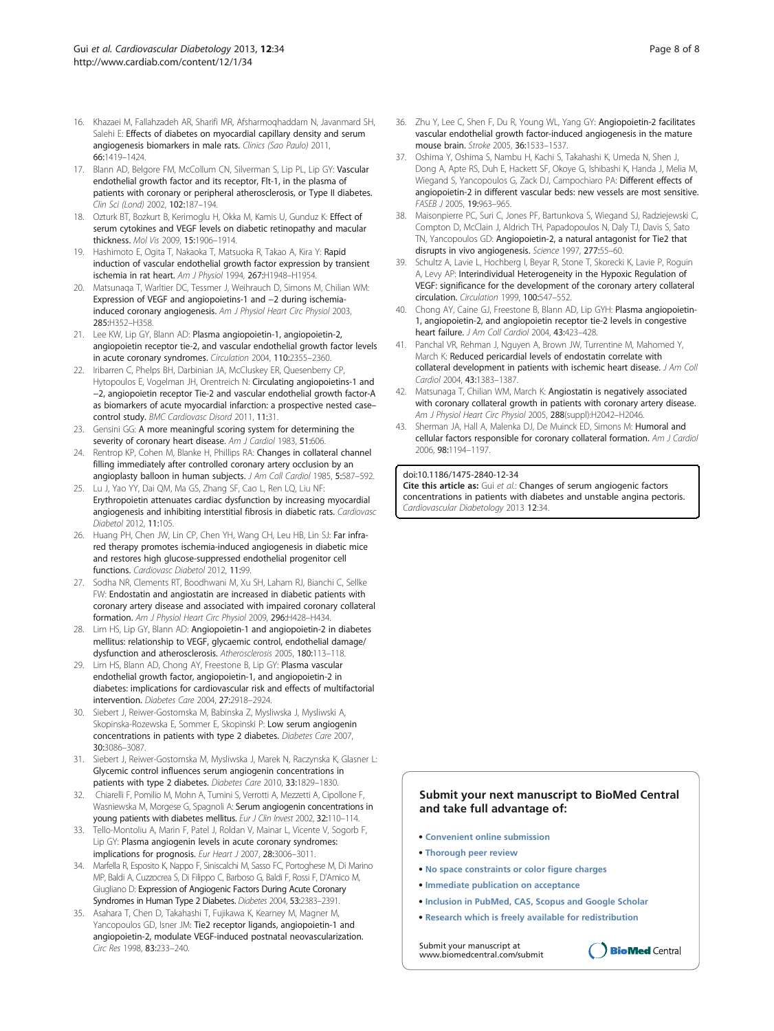16. Khazaei M, Fallahzadeh AR, Sharifi MR, Afsharmoqhaddam N, Javanmard SH, Salehi E: **Effects of diabetes on myocardial capillary density and serum angiogenesis biomarkers in male rats.** *Clinics (Sao Paulo)* 2011, **66:**1419–1424.
17. Blann AD, Belgore FM, McCollum CN, Silverman S, Lip PL, Lip GY: **Vascular endothelial growth factor and its receptor, Flt-1, in the plasma of patients with coronary or peripheral atherosclerosis, or Type II diabetes.** *Clin Sci (Lond)* 2002, **102:**187–194.
18. Ozturk BT, Bozkurt B, Kerimoglu H, Okka M, Kamis U, Gunduz K: **Effect of serum cytokines and VEGF levels on diabetic retinopathy and macular thickness.** *Mol Vis* 2009, **15:**1906–1914.
19. Hashimoto E, Ogita T, Nakaoka T, Matsuoka R, Takao A, Kira Y: **Rapid induction of vascular endothelial growth factor expression by transient ischemia in rat heart.** *Am J Physiol* 1994, **267:**H1948–H1954.
20. Matsunaga T, Warltier DC, Tessmer J, Weihrauch D, Simons M, Chilian WM: **Expression of VEGF and angiopoietins-1 and −2 during ischemia-induced coronary angiogenesis.** *Am J Physiol Heart Circ Physiol* 2003, **285:**H352–H358.
21. Lee KW, Lip GY, Blann AD: **Plasma angiopoietin-1, angiopoietin-2, angiopoietin receptor tie-2, and vascular endothelial growth factor levels in acute coronary syndromes.** *Circulation* 2004, **110:**2355–2360.
22. Iribarren C, Phelps BH, Darbinian JA, McCluskey ER, Quesenberry CP, Hytopoulos E, Vogelman JH, Orentreich N: **Circulating angiopoietins-1 and −2, angiopoietin receptor Tie-2 and vascular endothelial growth factor-A as biomarkers of acute myocardial infarction: a prospective nested case–control study.** *BMC Cardiovasc Disord* 2011, **11:**31.
23. Gensini GG: **A more meaningful scoring system for determining the severity of coronary heart disease.** *Am J Cardiol* 1983, **51:**606.
24. Rentrop KP, Cohen M, Blanke H, Phillips RA: **Changes in collateral channel filling immediately after controlled coronary artery occlusion by an angioplasty balloon in human subjects.** *J Am Coll Cardiol* 1985, **5:**587–592.
25. Lu J, Yao YY, Dai QM, Ma GS, Zhang SF, Cao L, Ren LQ, Liu NF: **Erythropoietin attenuates cardiac dysfunction by increasing myocardial angiogenesis and inhibiting interstitial fibrosis in diabetic rats.** *Cardiovasc Diabetol* 2012, **11:**105.
26. Huang PH, Chen JW, Lin CP, Chen YH, Wang CH, Leu HB, Lin SJ: **Far infra-red therapy promotes ischemia-induced angiogenesis in diabetic mice and restores high glucose-suppressed endothelial progenitor cell functions.** *Cardiovasc Diabetol* 2012, **11:**99.
27. Sodha NR, Clements RT, Boodhwani M, Xu SH, Laham RJ, Bianchi C, Sellke FW: **Endostatin and angiostatin are increased in diabetic patients with coronary artery disease and associated with impaired coronary collateral formation.** *Am J Physiol Heart Circ Physiol* 2009, **296:**H428–H434.
28. Lim HS, Lip GY, Blann AD: **Angiopoietin-1 and angiopoietin-2 in diabetes mellitus: relationship to VEGF, glycaemic control, endothelial damage/dysfunction and atherosclerosis.** *Atherosclerosis* 2005, **180:**113–118.
29. Lim HS, Blann AD, Chong AY, Freestone B, Lip GY: **Plasma vascular endothelial growth factor, angiopoietin-1, and angiopoietin-2 in diabetes: implications for cardiovascular risk and effects of multifactorial intervention.** *Diabetes Care* 2004, **27:**2918–2924.
30. Siebert J, Reiwer-Gostomska M, Babinska Z, Mysliwska J, Mysliwski A, Skopinska-Rozewska E, Sommer E, Skopinski P: **Low serum angiogenin concentrations in patients with type 2 diabetes.** *Diabetes Care* 2007, **30:**3086–3087.
31. Siebert J, Reiwer-Gostomska M, Mysliwska J, Marek N, Raczynska K, Glasner L: **Glycemic control influences serum angiogenin concentrations in patients with type 2 diabetes.** *Diabetes Care* 2010, **33:**1829–1830.
32. Chiarelli F, Pomilio M, Mohn A, Tumini S, Verrotti A, Mezzetti A, Cipollone F, Wasniewska M, Morgese G, Spagnoli A: **Serum angiogenin concentrations in young patients with diabetes mellitus.** *Eur J Clin Invest* 2002, **32:**110–114.
33. Tello-Montoliu A, Marin F, Patel J, Roldan V, Mainar L, Vicente V, Sogorb F, Lip GY: **Plasma angiogenin levels in acute coronary syndromes: implications for prognosis.** *Eur Heart J* 2007, **28:**3006–3011.
34. Marfella R, Esposito K, Nappo F, Siniscalchi M, Sasso FC, Portoghese M, Di Marino MP, Baldi A, Cuzzocrea S, Di Filippo C, Barboso G, Baldi F, Rossi F, D'Amico M, Giugliano D: **Expression of Angiogenic Factors During Acute Coronary Syndromes in Human Type 2 Diabetes.** *Diabetes* 2004, **53:**2383–2391.
35. Asahara T, Chen D, Takahashi T, Fujikawa K, Kearney M, Magner M, Yancopoulos GD, Isner JM: **Tie2 receptor ligands, angiopoietin-1 and angiopoietin-2, modulate VEGF-induced postnatal neovascularization.** *Circ Res* 1998, **83:**233–240.
36. Zhu Y, Lee C, Shen F, Du R, Young WL, Yang GY: **Angiopoietin-2 facilitates vascular endothelial growth factor-induced angiogenesis in the mature mouse brain.** *Stroke* 2005, **36:**1533–1537.
37. Oshima Y, Oshima S, Nambu H, Kachi S, Takahashi K, Umeda N, Shen J, Dong A, Apte RS, Duh E, Hackett SF, Okoye G, Ishibashi K, Handa J, Melia M, Wiegand S, Yancopoulos G, Zack DJ, Campochiaro PA: **Different effects of angiopoietin-2 in different vascular beds: new vessels are most sensitive.** *FASEB J* 2005, **19:**963–965.
38. Maisonpierre PC, Suri C, Jones PF, Bartunkova S, Wiegand SJ, Radziejewski C, Compton D, McClain J, Aldrich TH, Papadopoulos N, Daly TJ, Davis S, Sato TN, Yancopoulos GD: **Angiopoietin-2, a natural antagonist for Tie2 that disrupts in vivo angiogenesis.** *Science* 1997, **277:**55–60.
39. Schultz A, Lavie L, Hochberg I, Beyar R, Stone T, Skorecki K, Lavie P, Roguin A, Levy AP: **Interindividual Heterogeneity in the Hypoxic Regulation of VEGF: significance for the development of the coronary artery collateral circulation.** *Circulation* 1999, **100:**547–552.
40. Chong AY, Caine GJ, Freestone B, Blann AD, Lip GYH: **Plasma angiopoietin-1, angiopoietin-2, and angiopoietin receptor tie-2 levels in congestive heart failure.** *J Am Coll Cardiol* 2004, **43:**423–428.
41. Panchal VR, Rehman J, Nguyen A, Brown JW, Turrentine M, Mahomed Y, March K: **Reduced pericardial levels of endostatin correlate with collateral development in patients with ischemic heart disease.** *J Am Coll Cardiol* 2004, **43:**1383–1387.
42. Matsunaga T, Chilian WM, March K: **Angiostatin is negatively associated with coronary collateral growth in patients with coronary artery disease.** *Am J Physiol Heart Circ Physiol* 2005, **288**(suppl):H2042–H2046.
43. Sherman JA, Hall A, Malenka DJ, De Muinck ED, Simons M: **Humoral and cellular factors responsible for coronary collateral formation.** *Am J Cardiol* 2006, **98:**1194–1197.

doi:10.1186/1475-2840-12-34

**Cite this article as:** Gui *et al.*: Changes of serum angiogenic factors concentrations in patients with diabetes and unstable angina pectoris. *Cardiovascular Diabetology* 2013 **12**:34.

**Submit your next manuscript to BioMed Central and take full advantage of:**

- **Convenient online submission**
- **Thorough peer review**
- **No space constraints or color figure charges**
- **Immediate publication on acceptance**
- **Inclusion in PubMed, CAS, Scopus and Google Scholar**
- **Research which is freely available for redistribution**

Submit your manuscript at
www.biomedcentral.com/submit

BioMed Central